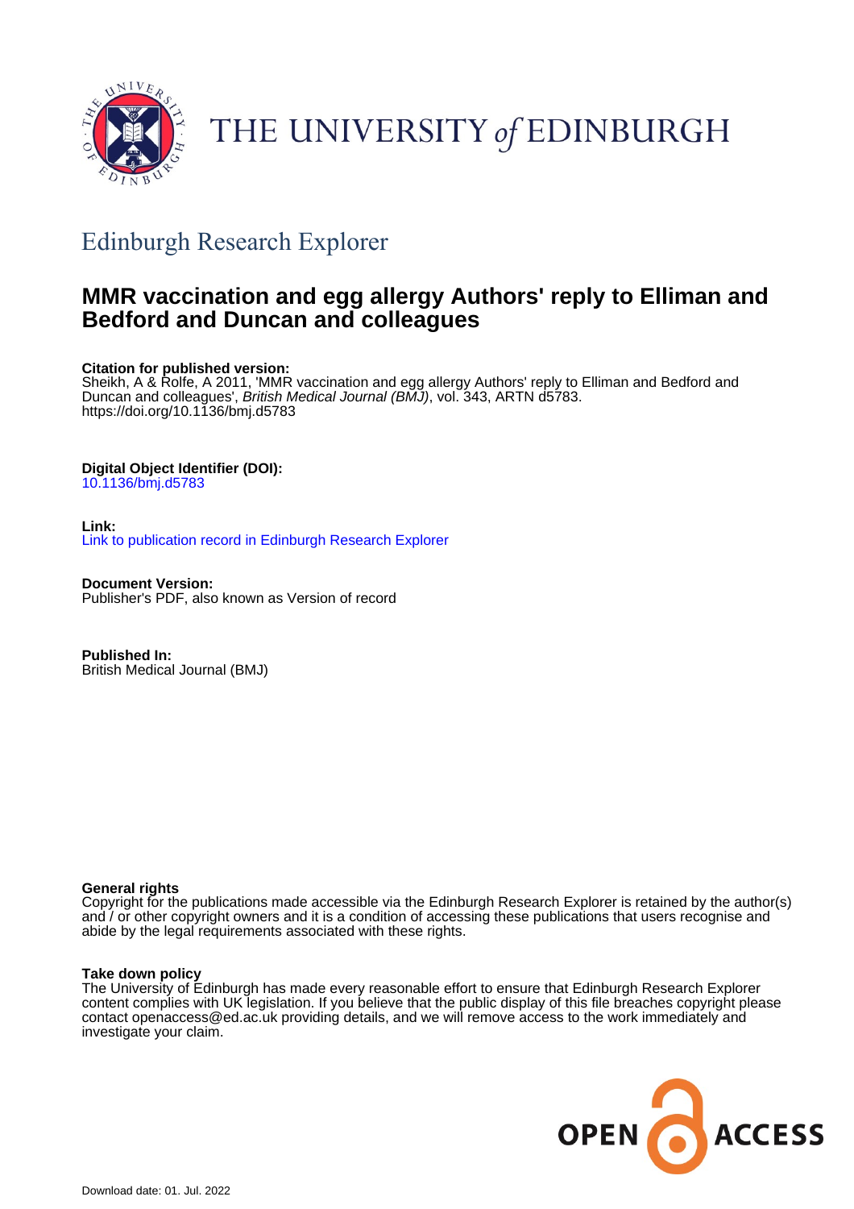# THE UNIVERSITY of EDINBURGH

## Edinburgh Research Explorer

# MMR vaccination and egg allergy Authors' reply to Elliman and Bedford and Duncan and colleagues

**Citation for published version:**
Sheikh, A & Rolfe, A 2011, 'MMR vaccination and egg allergy Authors' reply to Elliman and Bedford and Duncan and colleagues', *British Medical Journal (BMJ)*, vol. 343, ARTN d5783.
https://doi.org/10.1136/bmj.d5783

**Digital Object Identifier (DOI):**
10.1136/bmj.d5783

**Link:**
Link to publication record in Edinburgh Research Explorer

**Document Version:**
Publisher's PDF, also known as Version of record

**Published In:**
British Medical Journal (BMJ)

**General rights**
Copyright for the publications made accessible via the Edinburgh Research Explorer is retained by the author(s) and / or other copyright owners and it is a condition of accessing these publications that users recognise and abide by the legal requirements associated with these rights.

**Take down policy**
The University of Edinburgh has made every reasonable effort to ensure that Edinburgh Research Explorer content complies with UK legislation. If you believe that the public display of this file breaches copyright please contact openaccess@ed.ac.uk providing details, and we will remove access to the work immediately and investigate your claim.

OPEN ACCESS

Download date: 01. Jul. 2022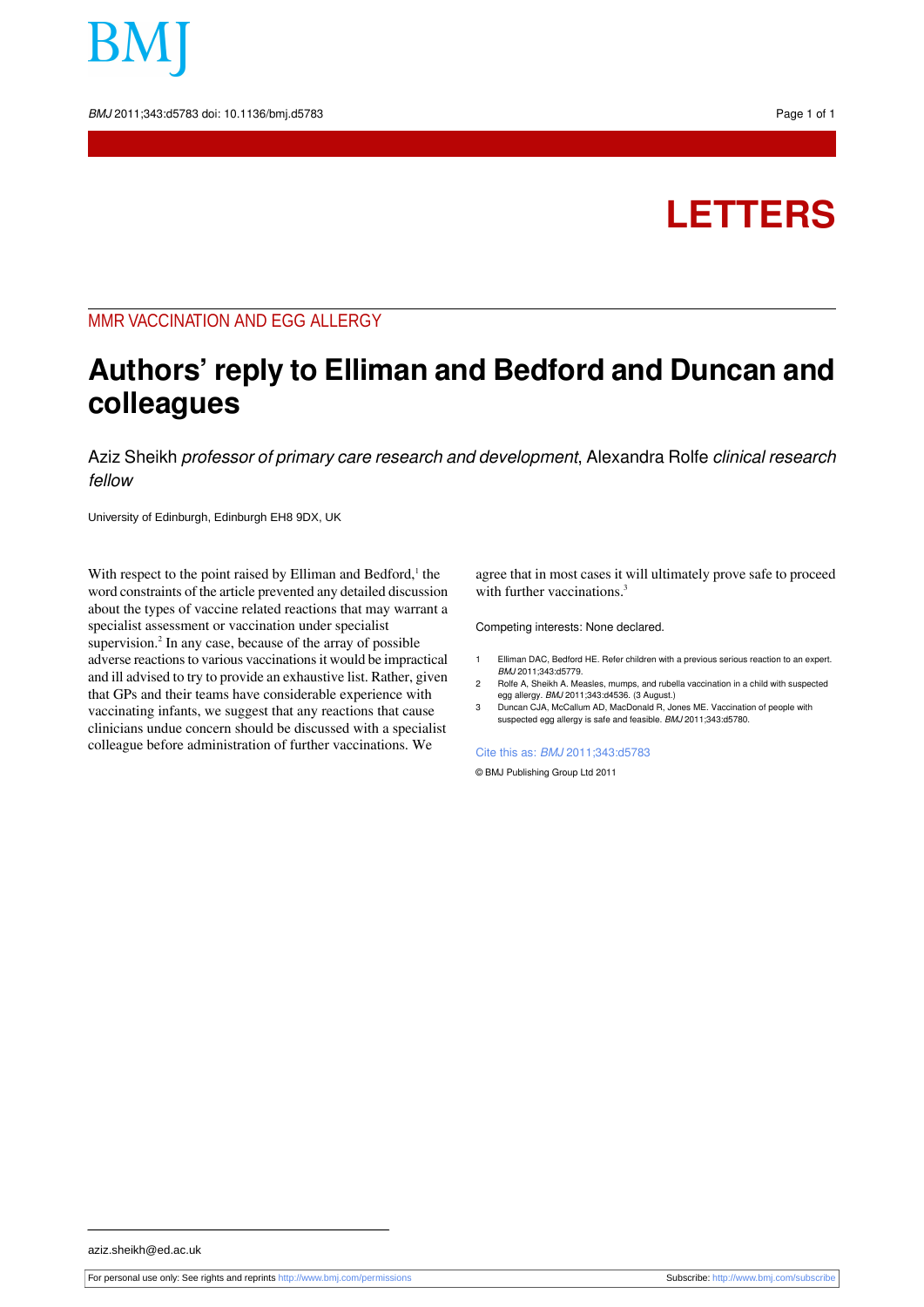# LETTERS

## MMR VACCINATION AND EGG ALLERGY

# Authors' reply to Elliman and Bedford and Duncan and colleagues

Aziz Sheikh *professor of primary care research and development*, Alexandra Rolfe *clinical research fellow*

University of Edinburgh, Edinburgh EH8 9DX, UK

With respect to the point raised by Elliman and Bedford,[1] the word constraints of the article prevented any detailed discussion about the types of vaccine related reactions that may warrant a specialist assessment or vaccination under specialist supervision.[2] In any case, because of the array of possible adverse reactions to various vaccinations it would be impractical and ill advised to try to provide an exhaustive list. Rather, given that GPs and their teams have considerable experience with vaccinating infants, we suggest that any reactions that cause clinicians undue concern should be discussed with a specialist colleague before administration of further vaccinations. We agree that in most cases it will ultimately prove safe to proceed with further vaccinations.[3]

Competing interests: None declared.

1. Elliman DAC, Bedford HE. Refer children with a previous serious reaction to an expert. *BMJ* 2011;343:d5779.
2. Rolfe A, Sheikh A. Measles, mumps, and rubella vaccination in a child with suspected egg allergy. *BMJ* 2011;343:d4536. (3 August.)
3. Duncan CJA, McCallum AD, MacDonald R, Jones ME. Vaccination of people with suspected egg allergy is safe and feasible. *BMJ* 2011;343:d5780.

Cite this as: *BMJ* 2011;343:d5783

© BMJ Publishing Group Ltd 2011

aziz.sheikh@ed.ac.uk